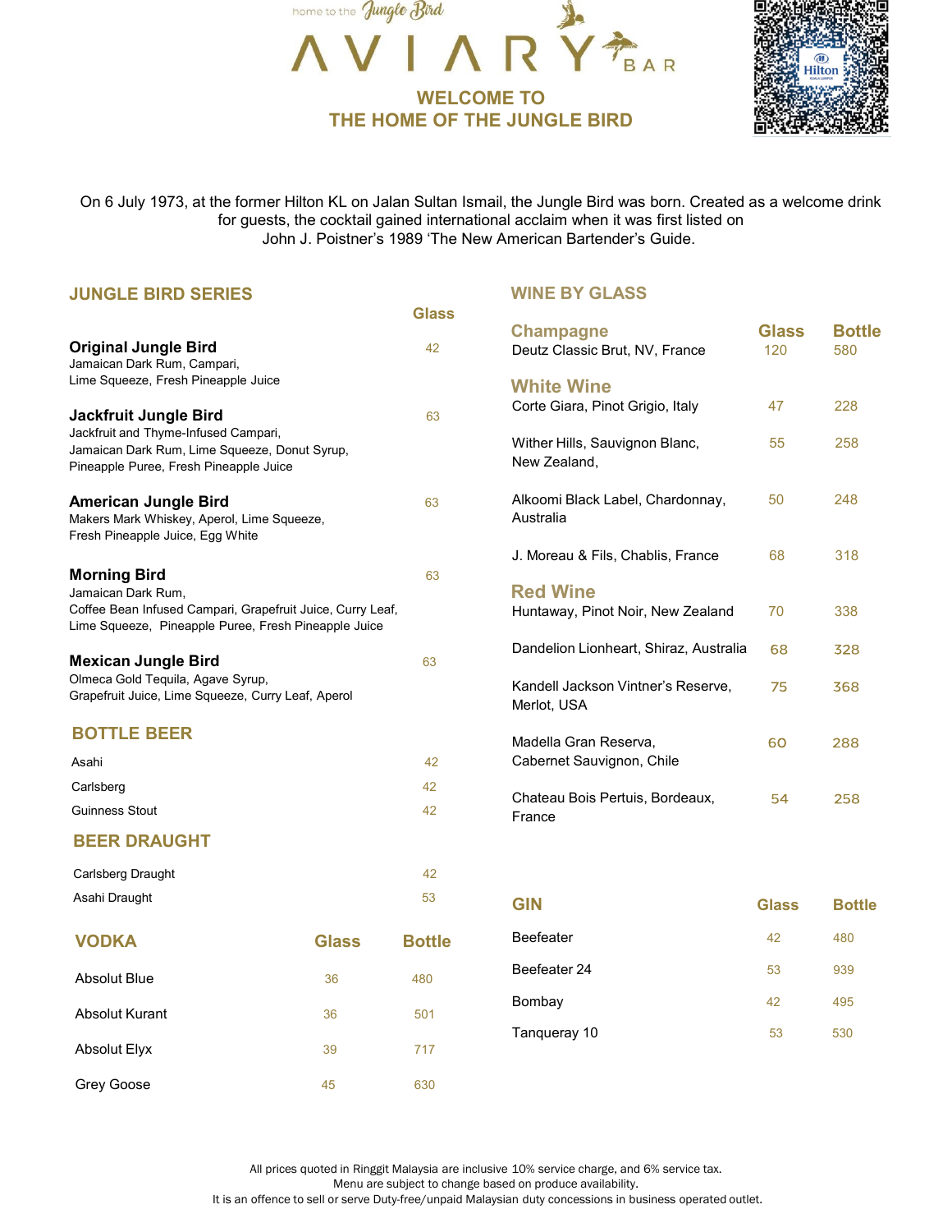home to the Jungle Bird

# AVIARY BAR

## WELCOME TO THE HOME OF THE JUNGLE BIRD

On 6 July 1973, at the former Hilton KL on Jalan Sultan Ismail, the Jungle Bird was born. Created as a welcome drink for guests, the cocktail gained international acclaim when it was first listed on John J. Poistner's 1989 'The New American Bartender's Guide.

## JUNGLE BIRD SERIES

| | Glass |
|---|---|
| **Original Jungle Bird**<br>Jamaican Dark Rum, Campari, Lime Squeeze, Fresh Pineapple Juice | 42 |
| **Jackfruit Jungle Bird**<br>Jackfruit and Thyme-Infused Campari, Jamaican Dark Rum, Lime Squeeze, Donut Syrup, Pineapple Puree, Fresh Pineapple Juice | 63 |
| **American Jungle Bird**<br>Makers Mark Whiskey, Aperol, Lime Squeeze, Fresh Pineapple Juice, Egg White | 63 |
| **Morning Bird**<br>Jamaican Dark Rum, Coffee Bean Infused Campari, Grapefruit Juice, Curry Leaf, Lime Squeeze, Pineapple Puree, Fresh Pineapple Juice | 63 |
| **Mexican Jungle Bird**<br>Olmeca Gold Tequila, Agave Syrup, Grapefruit Juice, Lime Squeeze, Curry Leaf, Aperol | 63 |

## BOTTLE BEER

| | |
|---|---|
| Asahi | 42 |
| Carlsberg | 42 |
| Guinness Stout | 42 |

## BEER DRAUGHT

| | |
|---|---|
| Carlsberg Draught | 42 |
| Asahi Draught | 53 |

## VODKA

| | Glass | Bottle |
|---|---|---|
| Absolut Blue | 36 | 480 |
| Absolut Kurant | 36 | 501 |
| Absolut Elyx | 39 | 717 |
| Grey Goose | 45 | 630 |

## WINE BY GLASS

### Champagne

| | Glass | Bottle |
|---|---|---|
| Deutz Classic Brut, NV, France | 120 | 580 |

### White Wine

| | Glass | Bottle |
|---|---|---|
| Corte Giara, Pinot Grigio, Italy | 47 | 228 |
| Wither Hills, Sauvignon Blanc, New Zealand, | 55 | 258 |
| Alkoomi Black Label, Chardonnay, Australia | 50 | 248 |
| J. Moreau & Fils, Chablis, France | 68 | 318 |

### Red Wine

| | Glass | Bottle |
|---|---|---|
| Huntaway, Pinot Noir, New Zealand | 70 | 338 |
| Dandelion Lionheart, Shiraz, Australia | 68 | 328 |
| Kandell Jackson Vintner's Reserve, Merlot, USA | 75 | 368 |
| Madella Gran Reserva, Cabernet Sauvignon, Chile | 60 | 288 |
| Chateau Bois Pertuis, Bordeaux, France | 54 | 258 |

## GIN

| | Glass | Bottle |
|---|---|---|
| Beefeater | 42 | 480 |
| Beefeater 24 | 53 | 939 |
| Bombay | 42 | 495 |
| Tanqueray 10 | 53 | 530 |

All prices quoted in Ringgit Malaysia are inclusive 10% service charge, and 6% service tax.
Menu are subject to change based on produce availability.
It is an offence to sell or serve Duty-free/unpaid Malaysian duty concessions in business operated outlet.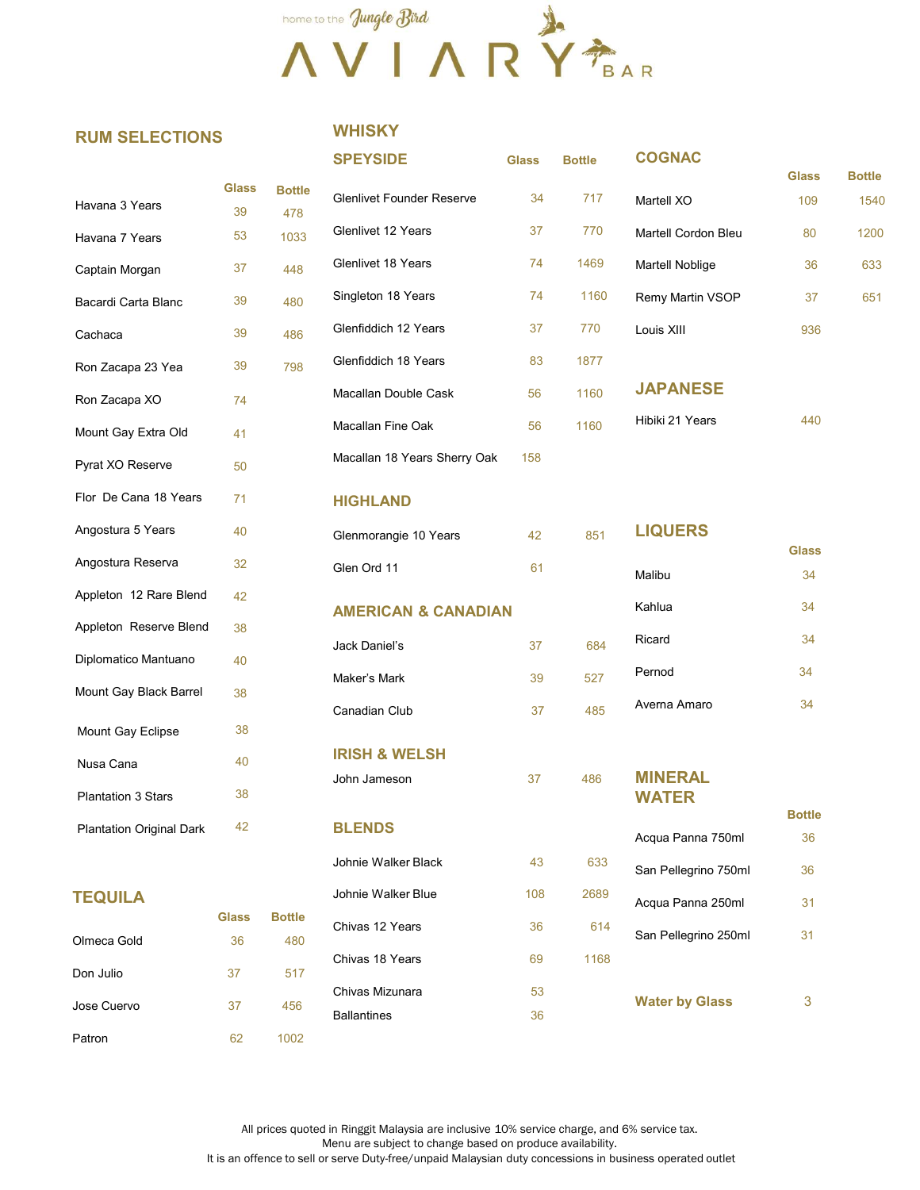home to the *Jungle Bird*

# AVIARY BAR

## RUM SELECTIONS

| | Glass | Bottle |
|---|---|---|
| Havana 3 Years | 39 | 478 |
| Havana 7 Years | 53 | 1033 |
| Captain Morgan | 37 | 448 |
| Bacardi Carta Blanc | 39 | 480 |
| Cachaca | 39 | 486 |
| Ron Zacapa 23 Yea | 39 | 798 |
| Ron Zacapa XO | 74 | |
| Mount Gay Extra Old | 41 | |
| Pyrat XO Reserve | 50 | |
| Flor De Cana 18 Years | 71 | |
| Angostura 5 Years | 40 | |
| Angostura Reserva | 32 | |
| Appleton 12 Rare Blend | 42 | |
| Appleton Reserve Blend | 38 | |
| Diplomatico Mantuano | 40 | |
| Mount Gay Black Barrel | 38 | |
| Mount Gay Eclipse | 38 | |
| Nusa Cana | 40 | |
| Plantation 3 Stars | 38 | |
| Plantation Original Dark | 42 | |

## TEQUILA

| | Glass | Bottle |
|---|---|---|
| Olmeca Gold | 36 | 480 |
| Don Julio | 37 | 517 |
| Jose Cuervo | 37 | 456 |
| Patron | 62 | 1002 |

## WHISKY

### SPEYSIDE

| | Glass | Bottle |
|---|---|---|
| Glenlivet Founder Reserve | 34 | 717 |
| Glenlivet 12 Years | 37 | 770 |
| Glenlivet 18 Years | 74 | 1469 |
| Singleton 18 Years | 74 | 1160 |
| Glenfiddich 12 Years | 37 | 770 |
| Glenfiddich 18 Years | 83 | 1877 |
| Macallan Double Cask | 56 | 1160 |
| Macallan Fine Oak | 56 | 1160 |
| Macallan 18 Years Sherry Oak | 158 | |

### HIGHLAND

| | Glass | Bottle |
|---|---|---|
| Glenmorangie 10 Years | 42 | 851 |
| Glen Ord 11 | 61 | |

### AMERICAN & CANADIAN

| | Glass | Bottle |
|---|---|---|
| Jack Daniel's | 37 | 684 |
| Maker's Mark | 39 | 527 |
| Canadian Club | 37 | 485 |

### IRISH & WELSH

| | Glass | Bottle |
|---|---|---|
| John Jameson | 37 | 486 |

### BLENDS

| | Glass | Bottle |
|---|---|---|
| Johnie Walker Black | 43 | 633 |
| Johnie Walker Blue | 108 | 2689 |
| Chivas 12 Years | 36 | 614 |
| Chivas 18 Years | 69 | 1168 |
| Chivas Mizunara | 53 | |
| Ballantines | 36 | |

## COGNAC

| | Glass | Bottle |
|---|---|---|
| Martell XO | 109 | 1540 |
| Martell Cordon Bleu | 80 | 1200 |
| Martell Noblige | 36 | 633 |
| Remy Martin VSOP | 37 | 651 |
| Louis XIII | 936 | |

## JAPANESE

| | Glass |
|---|---|
| Hibiki 21 Years | 440 |

## LIQUERS

| | Glass |
|---|---|
| Malibu | 34 |
| Kahlua | 34 |
| Ricard | 34 |
| Pernod | 34 |
| Averna Amaro | 34 |

## MINERAL WATER

| | Bottle |
|---|---|
| Acqua Panna 750ml | 36 |
| San Pellegrino 750ml | 36 |
| Acqua Panna 250ml | 31 |
| San Pellegrino 250ml | 31 |

**Water by Glass** 3

All prices quoted in Ringgit Malaysia are inclusive 10% service charge, and 6% service tax.
Menu are subject to change based on produce availability.
It is an offence to sell or serve Duty-free/unpaid Malaysian duty concessions in business operated outlet